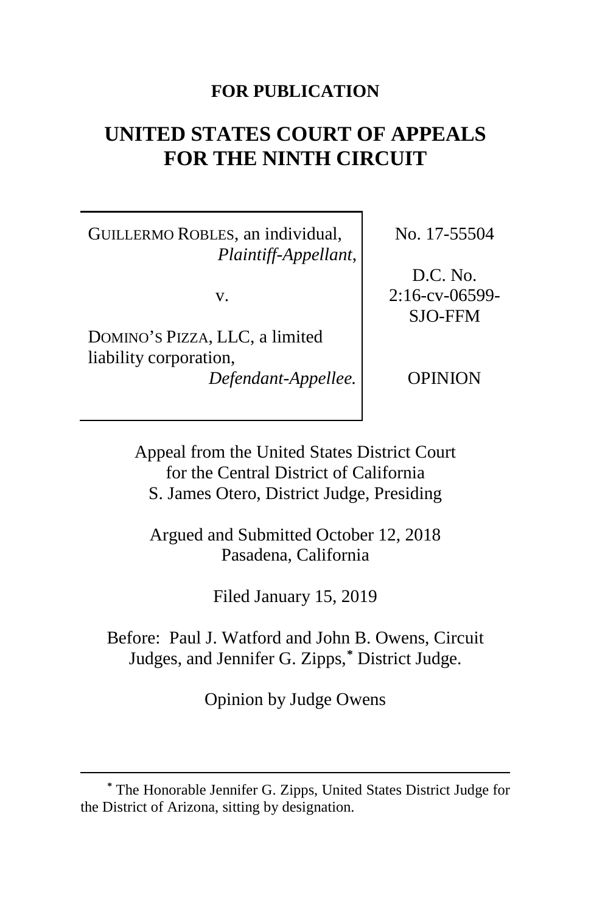**FOR PUBLICATION**

# UNITED STATES COURT OF APPEALS FOR THE NINTH CIRCUIT

| | |
|---|---|
| GUILLERMO ROBLES, an individual, *Plaintiff-Appellant*,<br><br>v.<br><br>DOMINO'S PIZZA, LLC, a limited liability corporation, *Defendant-Appellee.* | No. 17-55504<br><br>D.C. No. 2:16-cv-06599-SJO-FFM<br><br>OPINION |

Appeal from the United States District Court for the Central District of California
S. James Otero, District Judge, Presiding

Argued and Submitted October 12, 2018
Pasadena, California

Filed January 15, 2019

Before: Paul J. Watford and John B. Owens, Circuit Judges, and Jennifer G. Zipps,[*] District Judge.

Opinion by Judge Owens

---

[*] The Honorable Jennifer G. Zipps, United States District Judge for the District of Arizona, sitting by designation.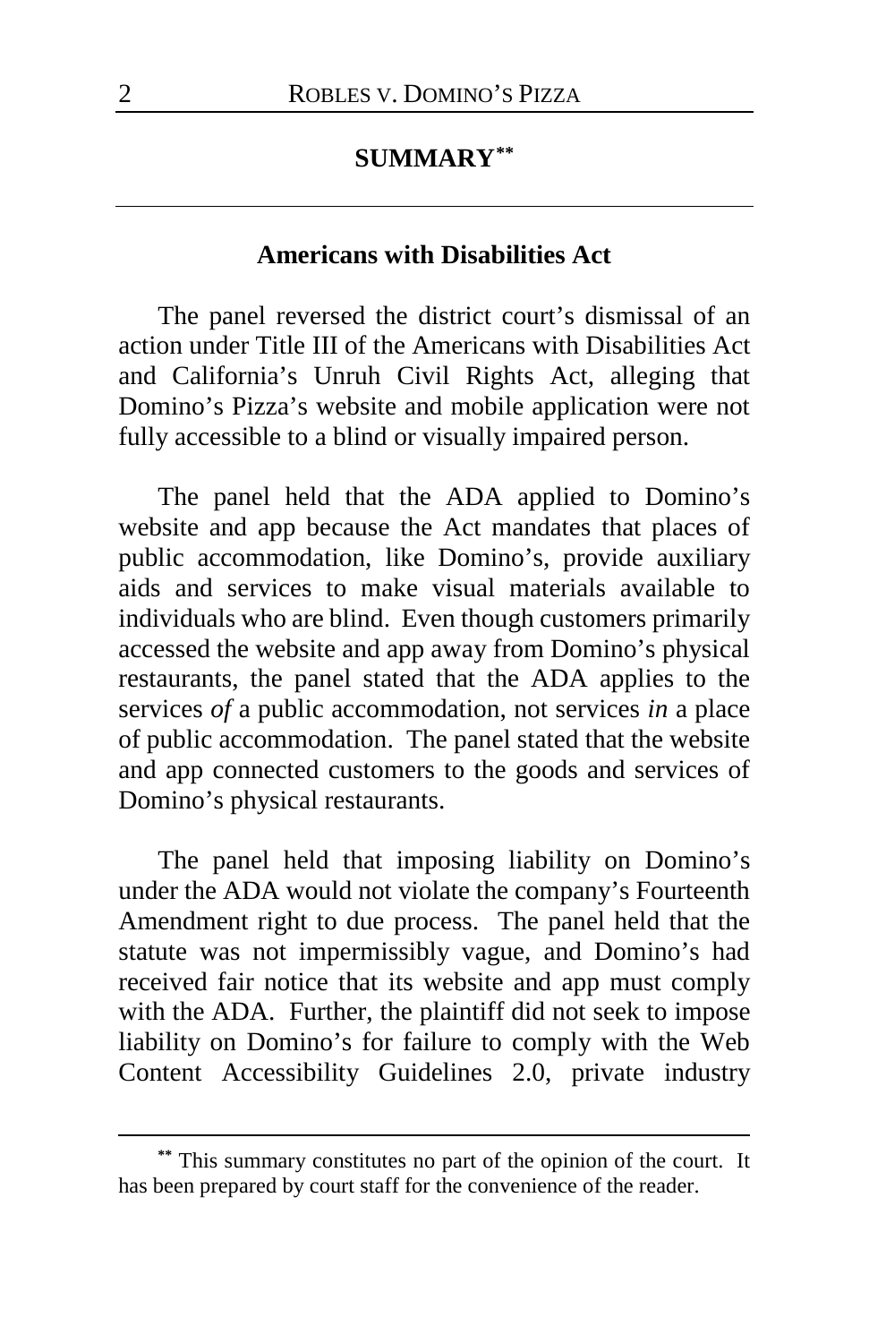# SUMMARY[**]

## Americans with Disabilities Act

The panel reversed the district court's dismissal of an action under Title III of the Americans with Disabilities Act and California's Unruh Civil Rights Act, alleging that Domino's Pizza's website and mobile application were not fully accessible to a blind or visually impaired person.

The panel held that the ADA applied to Domino's website and app because the Act mandates that places of public accommodation, like Domino's, provide auxiliary aids and services to make visual materials available to individuals who are blind. Even though customers primarily accessed the website and app away from Domino's physical restaurants, the panel stated that the ADA applies to the services *of* a public accommodation, not services *in* a place of public accommodation. The panel stated that the website and app connected customers to the goods and services of Domino's physical restaurants.

The panel held that imposing liability on Domino's under the ADA would not violate the company's Fourteenth Amendment right to due process. The panel held that the statute was not impermissibly vague, and Domino's had received fair notice that its website and app must comply with the ADA. Further, the plaintiff did not seek to impose liability on Domino's for failure to comply with the Web Content Accessibility Guidelines 2.0, private industry

---

[**] This summary constitutes no part of the opinion of the court. It has been prepared by court staff for the convenience of the reader.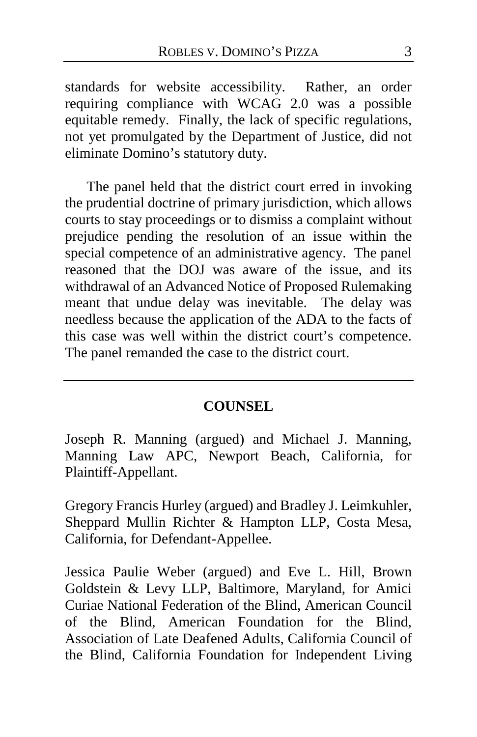standards for website accessibility. Rather, an order requiring compliance with WCAG 2.0 was a possible equitable remedy. Finally, the lack of specific regulations, not yet promulgated by the Department of Justice, did not eliminate Domino's statutory duty.

The panel held that the district court erred in invoking the prudential doctrine of primary jurisdiction, which allows courts to stay proceedings or to dismiss a complaint without prejudice pending the resolution of an issue within the special competence of an administrative agency. The panel reasoned that the DOJ was aware of the issue, and its withdrawal of an Advanced Notice of Proposed Rulemaking meant that undue delay was inevitable. The delay was needless because the application of the ADA to the facts of this case was well within the district court's competence. The panel remanded the case to the district court.

---

## COUNSEL

Joseph R. Manning (argued) and Michael J. Manning, Manning Law APC, Newport Beach, California, for Plaintiff-Appellant.

Gregory Francis Hurley (argued) and Bradley J. Leimkuhler, Sheppard Mullin Richter & Hampton LLP, Costa Mesa, California, for Defendant-Appellee.

Jessica Paulie Weber (argued) and Eve L. Hill, Brown Goldstein & Levy LLP, Baltimore, Maryland, for Amici Curiae National Federation of the Blind, American Council of the Blind, American Foundation for the Blind, Association of Late Deafened Adults, California Council of the Blind, California Foundation for Independent Living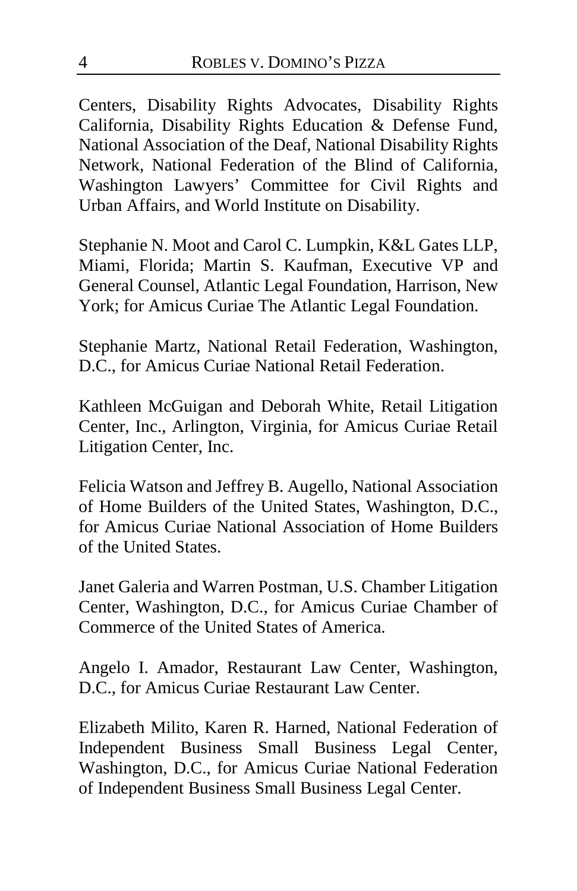Centers, Disability Rights Advocates, Disability Rights California, Disability Rights Education & Defense Fund, National Association of the Deaf, National Disability Rights Network, National Federation of the Blind of California, Washington Lawyers' Committee for Civil Rights and Urban Affairs, and World Institute on Disability.

Stephanie N. Moot and Carol C. Lumpkin, K&L Gates LLP, Miami, Florida; Martin S. Kaufman, Executive VP and General Counsel, Atlantic Legal Foundation, Harrison, New York; for Amicus Curiae The Atlantic Legal Foundation.

Stephanie Martz, National Retail Federation, Washington, D.C., for Amicus Curiae National Retail Federation.

Kathleen McGuigan and Deborah White, Retail Litigation Center, Inc., Arlington, Virginia, for Amicus Curiae Retail Litigation Center, Inc.

Felicia Watson and Jeffrey B. Augello, National Association of Home Builders of the United States, Washington, D.C., for Amicus Curiae National Association of Home Builders of the United States.

Janet Galeria and Warren Postman, U.S. Chamber Litigation Center, Washington, D.C., for Amicus Curiae Chamber of Commerce of the United States of America.

Angelo I. Amador, Restaurant Law Center, Washington, D.C., for Amicus Curiae Restaurant Law Center.

Elizabeth Milito, Karen R. Harned, National Federation of Independent Business Small Business Legal Center, Washington, D.C., for Amicus Curiae National Federation of Independent Business Small Business Legal Center.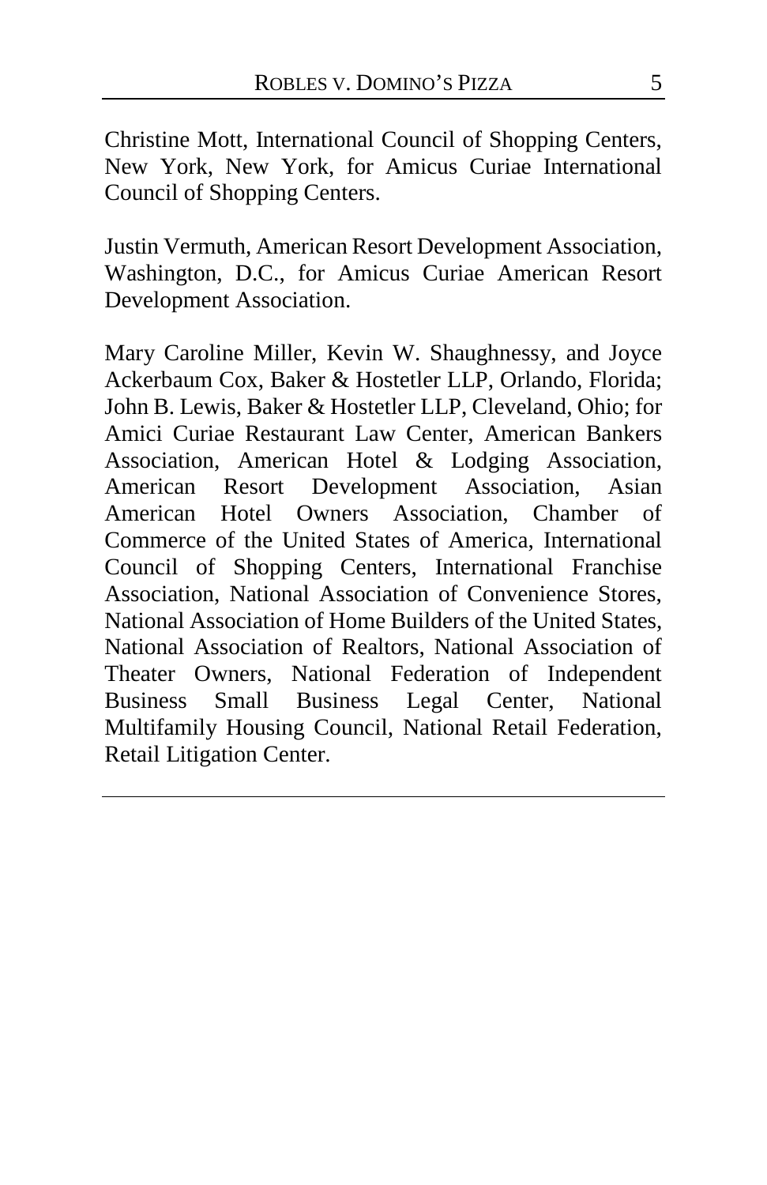Christine Mott, International Council of Shopping Centers, New York, New York, for Amicus Curiae International Council of Shopping Centers.

Justin Vermuth, American Resort Development Association, Washington, D.C., for Amicus Curiae American Resort Development Association.

Mary Caroline Miller, Kevin W. Shaughnessy, and Joyce Ackerbaum Cox, Baker & Hostetler LLP, Orlando, Florida; John B. Lewis, Baker & Hostetler LLP, Cleveland, Ohio; for Amici Curiae Restaurant Law Center, American Bankers Association, American Hotel & Lodging Association, American Resort Development Association, Asian American Hotel Owners Association, Chamber of Commerce of the United States of America, International Council of Shopping Centers, International Franchise Association, National Association of Convenience Stores, National Association of Home Builders of the United States, National Association of Realtors, National Association of Theater Owners, National Federation of Independent Business Small Business Legal Center, National Multifamily Housing Council, National Retail Federation, Retail Litigation Center.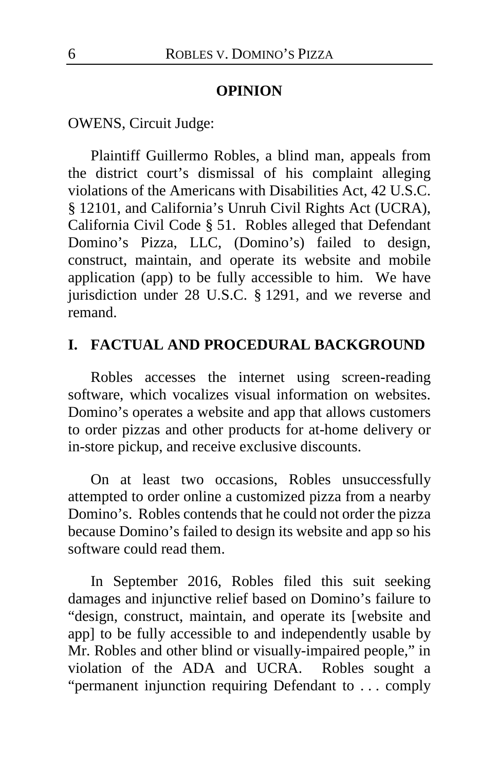## OPINION

OWENS, Circuit Judge:

Plaintiff Guillermo Robles, a blind man, appeals from the district court's dismissal of his complaint alleging violations of the Americans with Disabilities Act, 42 U.S.C. § 12101, and California's Unruh Civil Rights Act (UCRA), California Civil Code § 51. Robles alleged that Defendant Domino's Pizza, LLC, (Domino's) failed to design, construct, maintain, and operate its website and mobile application (app) to be fully accessible to him. We have jurisdiction under 28 U.S.C. § 1291, and we reverse and remand.

## I. FACTUAL AND PROCEDURAL BACKGROUND

Robles accesses the internet using screen-reading software, which vocalizes visual information on websites. Domino's operates a website and app that allows customers to order pizzas and other products for at-home delivery or in-store pickup, and receive exclusive discounts.

On at least two occasions, Robles unsuccessfully attempted to order online a customized pizza from a nearby Domino's. Robles contends that he could not order the pizza because Domino's failed to design its website and app so his software could read them.

In September 2016, Robles filed this suit seeking damages and injunctive relief based on Domino's failure to "design, construct, maintain, and operate its [website and app] to be fully accessible to and independently usable by Mr. Robles and other blind or visually-impaired people," in violation of the ADA and UCRA. Robles sought a "permanent injunction requiring Defendant to . . . comply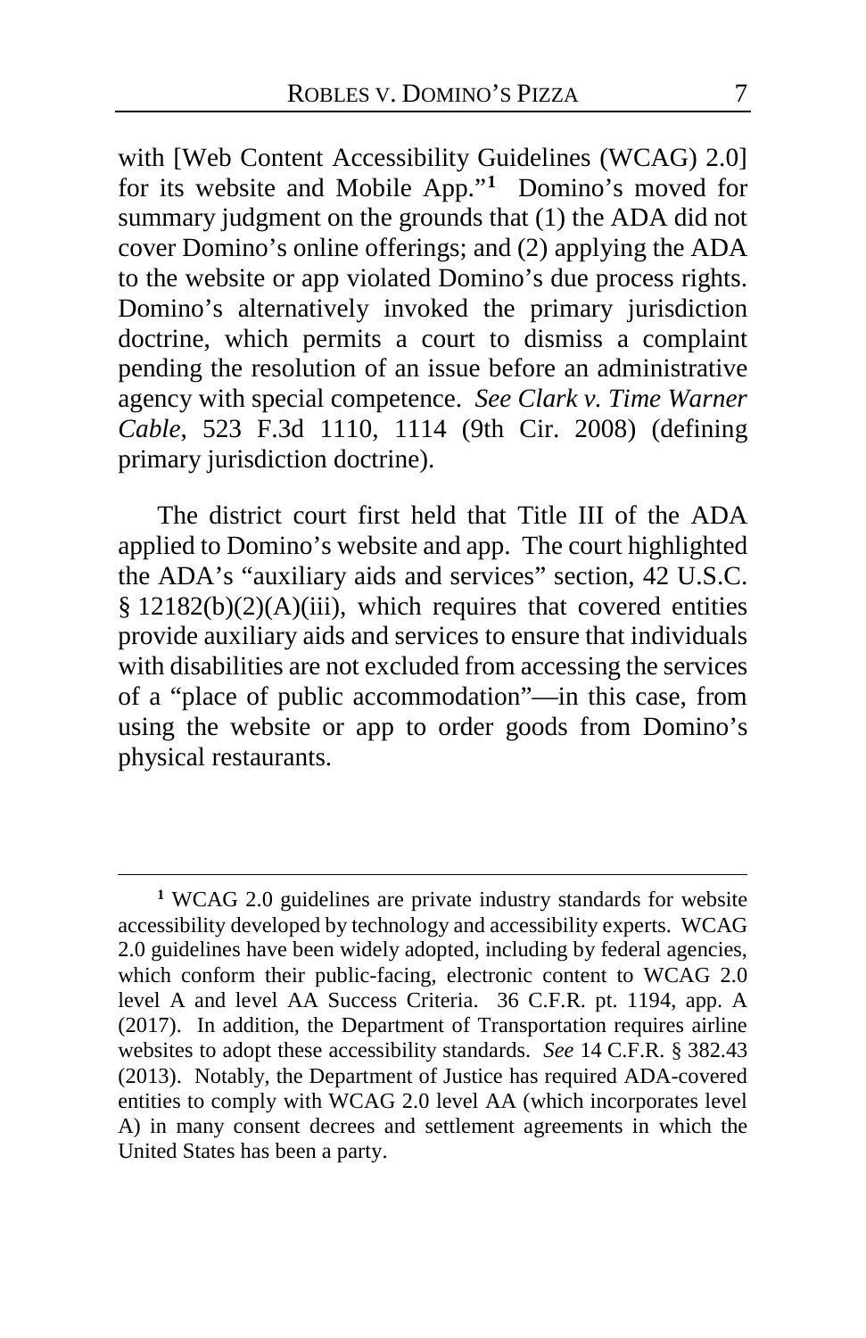with [Web Content Accessibility Guidelines (WCAG) 2.0] for its website and Mobile App."[1] Domino's moved for summary judgment on the grounds that (1) the ADA did not cover Domino's online offerings; and (2) applying the ADA to the website or app violated Domino's due process rights. Domino's alternatively invoked the primary jurisdiction doctrine, which permits a court to dismiss a complaint pending the resolution of an issue before an administrative agency with special competence. *See Clark v. Time Warner Cable*, 523 F.3d 1110, 1114 (9th Cir. 2008) (defining primary jurisdiction doctrine).

The district court first held that Title III of the ADA applied to Domino's website and app. The court highlighted the ADA's "auxiliary aids and services" section, 42 U.S.C. § 12182(b)(2)(A)(iii), which requires that covered entities provide auxiliary aids and services to ensure that individuals with disabilities are not excluded from accessing the services of a "place of public accommodation"—in this case, from using the website or app to order goods from Domino's physical restaurants.

---

[1] WCAG 2.0 guidelines are private industry standards for website accessibility developed by technology and accessibility experts. WCAG 2.0 guidelines have been widely adopted, including by federal agencies, which conform their public-facing, electronic content to WCAG 2.0 level A and level AA Success Criteria. 36 C.F.R. pt. 1194, app. A (2017). In addition, the Department of Transportation requires airline websites to adopt these accessibility standards. *See* 14 C.F.R. § 382.43 (2013). Notably, the Department of Justice has required ADA-covered entities to comply with WCAG 2.0 level AA (which incorporates level A) in many consent decrees and settlement agreements in which the United States has been a party.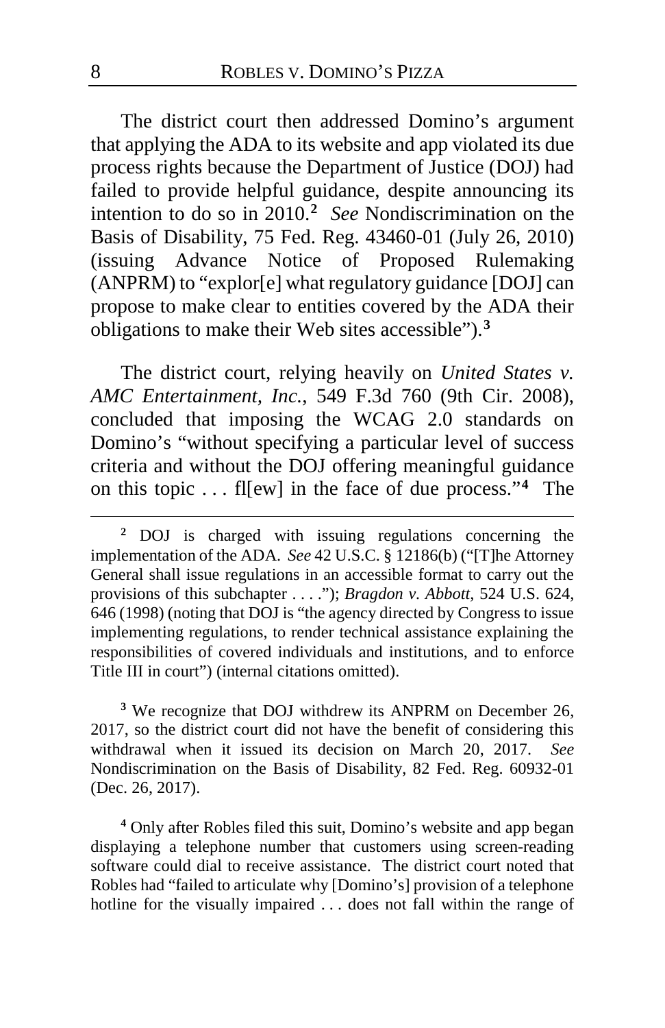The district court then addressed Domino's argument that applying the ADA to its website and app violated its due process rights because the Department of Justice (DOJ) had failed to provide helpful guidance, despite announcing its intention to do so in 2010.[2] *See* Nondiscrimination on the Basis of Disability, 75 Fed. Reg. 43460-01 (July 26, 2010) (issuing Advance Notice of Proposed Rulemaking (ANPRM) to "explor[e] what regulatory guidance [DOJ] can propose to make clear to entities covered by the ADA their obligations to make their Web sites accessible").[3]

The district court, relying heavily on *United States v. AMC Entertainment, Inc.*, 549 F.3d 760 (9th Cir. 2008), concluded that imposing the WCAG 2.0 standards on Domino's "without specifying a particular level of success criteria and without the DOJ offering meaningful guidance on this topic . . . fl[ew] in the face of due process."[4] The

---

[2] DOJ is charged with issuing regulations concerning the implementation of the ADA. *See* 42 U.S.C. § 12186(b) ("[T]he Attorney General shall issue regulations in an accessible format to carry out the provisions of this subchapter . . . ."); *Bragdon v. Abbott*, 524 U.S. 624, 646 (1998) (noting that DOJ is "the agency directed by Congress to issue implementing regulations, to render technical assistance explaining the responsibilities of covered individuals and institutions, and to enforce Title III in court") (internal citations omitted).

[3] We recognize that DOJ withdrew its ANPRM on December 26, 2017, so the district court did not have the benefit of considering this withdrawal when it issued its decision on March 20, 2017. *See* Nondiscrimination on the Basis of Disability, 82 Fed. Reg. 60932-01 (Dec. 26, 2017).

[4] Only after Robles filed this suit, Domino's website and app began displaying a telephone number that customers using screen-reading software could dial to receive assistance. The district court noted that Robles had "failed to articulate why [Domino's] provision of a telephone hotline for the visually impaired . . . does not fall within the range of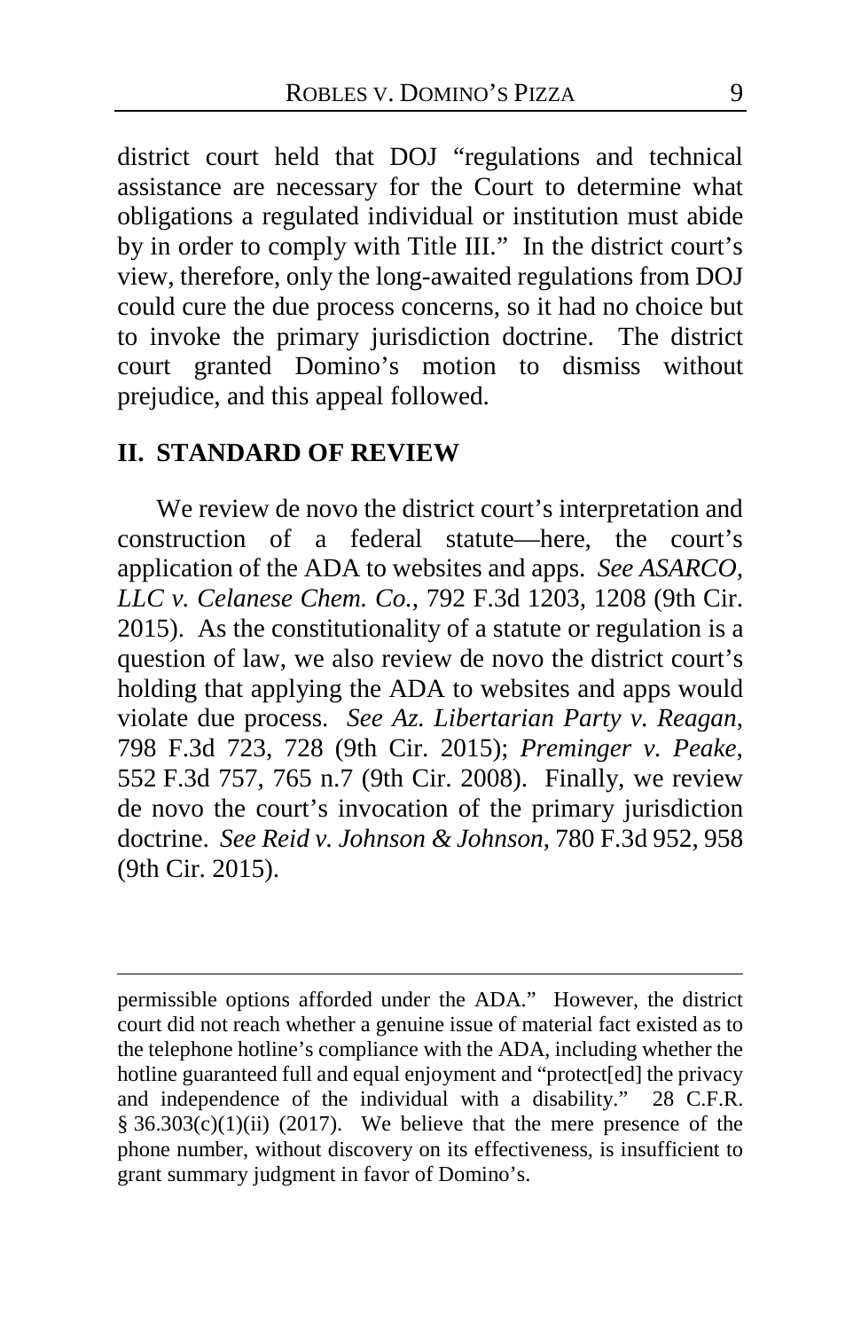district court held that DOJ "regulations and technical assistance are necessary for the Court to determine what obligations a regulated individual or institution must abide by in order to comply with Title III." In the district court's view, therefore, only the long-awaited regulations from DOJ could cure the due process concerns, so it had no choice but to invoke the primary jurisdiction doctrine. The district court granted Domino's motion to dismiss without prejudice, and this appeal followed.

## II. STANDARD OF REVIEW

We review de novo the district court's interpretation and construction of a federal statute—here, the court's application of the ADA to websites and apps. *See ASARCO, LLC v. Celanese Chem. Co.*, 792 F.3d 1203, 1208 (9th Cir. 2015). As the constitutionality of a statute or regulation is a question of law, we also review de novo the district court's holding that applying the ADA to websites and apps would violate due process. *See Az. Libertarian Party v. Reagan*, 798 F.3d 723, 728 (9th Cir. 2015); *Preminger v. Peake*, 552 F.3d 757, 765 n.7 (9th Cir. 2008). Finally, we review de novo the court's invocation of the primary jurisdiction doctrine. *See Reid v. Johnson & Johnson*, 780 F.3d 952, 958 (9th Cir. 2015).

---

permissible options afforded under the ADA." However, the district court did not reach whether a genuine issue of material fact existed as to the telephone hotline's compliance with the ADA, including whether the hotline guaranteed full and equal enjoyment and "protect[ed] the privacy and independence of the individual with a disability." 28 C.F.R. § 36.303(c)(1)(ii) (2017). We believe that the mere presence of the phone number, without discovery on its effectiveness, is insufficient to grant summary judgment in favor of Domino's.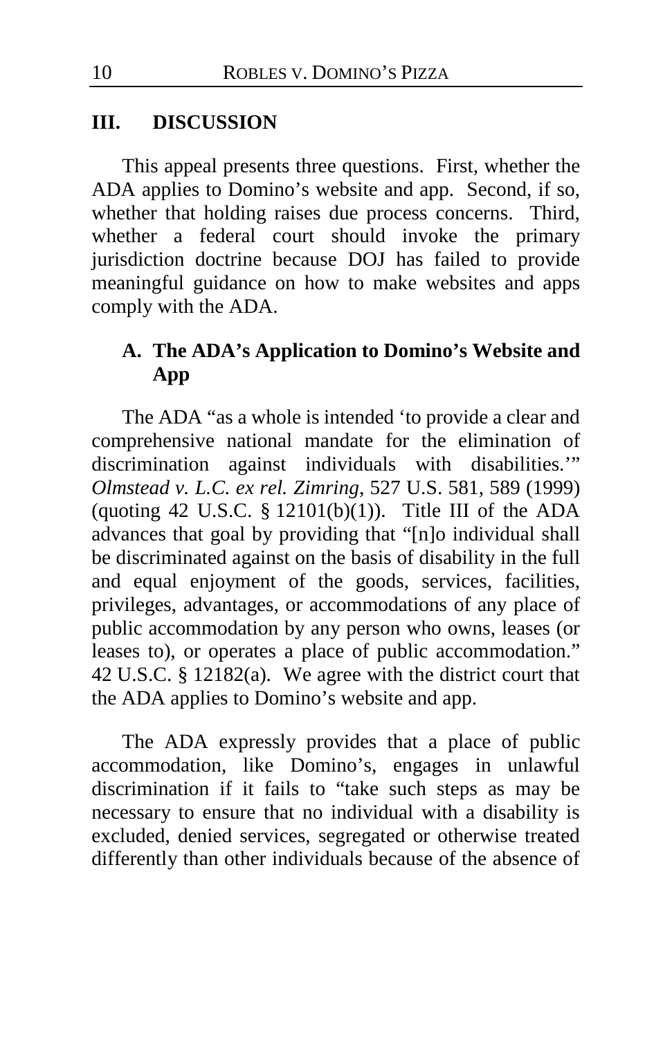## III. DISCUSSION

This appeal presents three questions. First, whether the ADA applies to Domino's website and app. Second, if so, whether that holding raises due process concerns. Third, whether a federal court should invoke the primary jurisdiction doctrine because DOJ has failed to provide meaningful guidance on how to make websites and apps comply with the ADA.

### A. The ADA's Application to Domino's Website and App

The ADA "as a whole is intended 'to provide a clear and comprehensive national mandate for the elimination of discrimination against individuals with disabilities.'" *Olmstead v. L.C. ex rel. Zimring*, 527 U.S. 581, 589 (1999) (quoting 42 U.S.C. § 12101(b)(1)). Title III of the ADA advances that goal by providing that "[n]o individual shall be discriminated against on the basis of disability in the full and equal enjoyment of the goods, services, facilities, privileges, advantages, or accommodations of any place of public accommodation by any person who owns, leases (or leases to), or operates a place of public accommodation." 42 U.S.C. § 12182(a). We agree with the district court that the ADA applies to Domino's website and app.

The ADA expressly provides that a place of public accommodation, like Domino's, engages in unlawful discrimination if it fails to "take such steps as may be necessary to ensure that no individual with a disability is excluded, denied services, segregated or otherwise treated differently than other individuals because of the absence of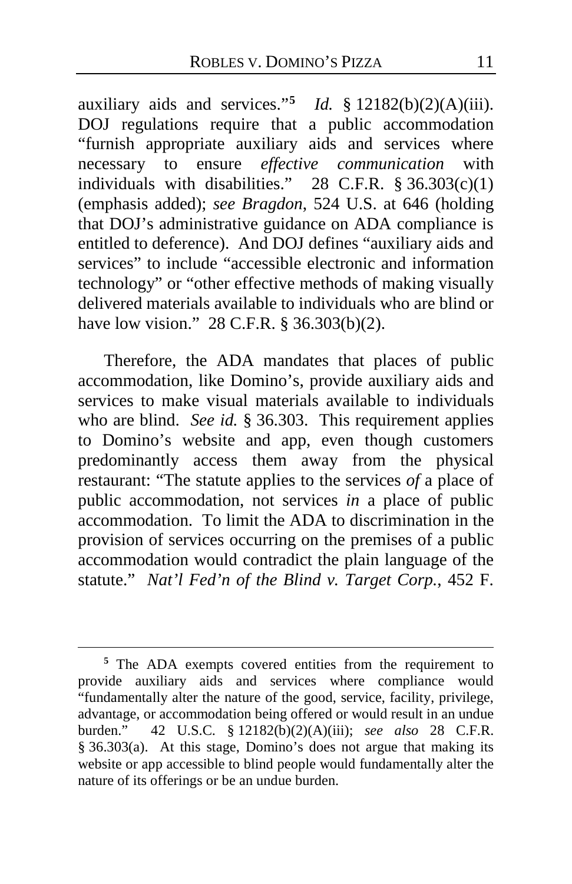auxiliary aids and services."[5] *Id.* § 12182(b)(2)(A)(iii). DOJ regulations require that a public accommodation "furnish appropriate auxiliary aids and services where necessary to ensure *effective communication* with individuals with disabilities." 28 C.F.R. § 36.303(c)(1) (emphasis added); *see Bragdon*, 524 U.S. at 646 (holding that DOJ's administrative guidance on ADA compliance is entitled to deference). And DOJ defines "auxiliary aids and services" to include "accessible electronic and information technology" or "other effective methods of making visually delivered materials available to individuals who are blind or have low vision." 28 C.F.R. § 36.303(b)(2).

Therefore, the ADA mandates that places of public accommodation, like Domino's, provide auxiliary aids and services to make visual materials available to individuals who are blind. *See id.* § 36.303. This requirement applies to Domino's website and app, even though customers predominantly access them away from the physical restaurant: "The statute applies to the services *of* a place of public accommodation, not services *in* a place of public accommodation. To limit the ADA to discrimination in the provision of services occurring on the premises of a public accommodation would contradict the plain language of the statute." *Nat'l Fed'n of the Blind v. Target Corp.*, 452 F.

---

[5] The ADA exempts covered entities from the requirement to provide auxiliary aids and services where compliance would "fundamentally alter the nature of the good, service, facility, privilege, advantage, or accommodation being offered or would result in an undue burden." 42 U.S.C. § 12182(b)(2)(A)(iii); *see also* 28 C.F.R. § 36.303(a). At this stage, Domino's does not argue that making its website or app accessible to blind people would fundamentally alter the nature of its offerings or be an undue burden.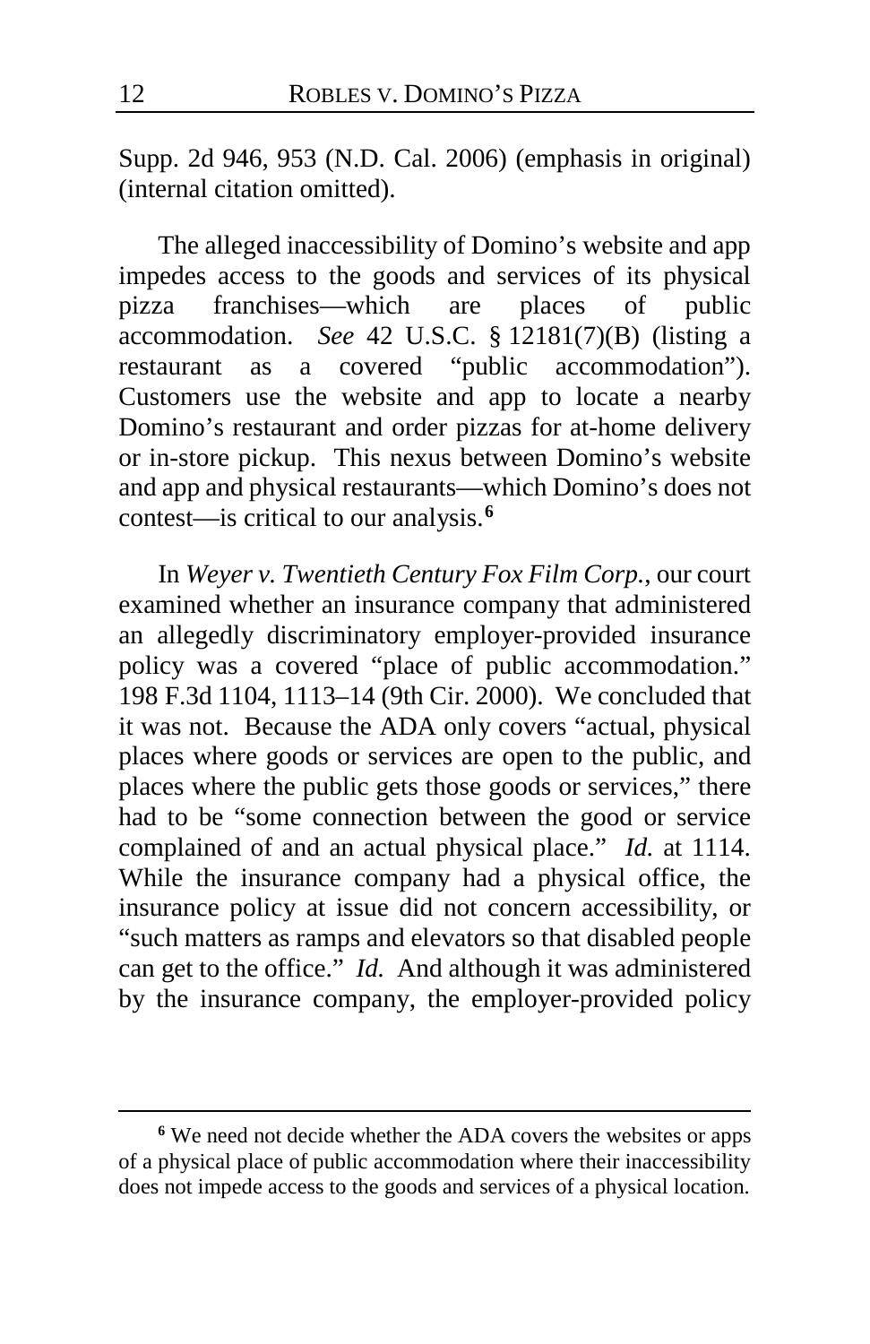Supp. 2d 946, 953 (N.D. Cal. 2006) (emphasis in original) (internal citation omitted).

The alleged inaccessibility of Domino's website and app impedes access to the goods and services of its physical pizza franchises—which are places of public accommodation. *See* 42 U.S.C. § 12181(7)(B) (listing a restaurant as a covered "public accommodation"). Customers use the website and app to locate a nearby Domino's restaurant and order pizzas for at-home delivery or in-store pickup. This nexus between Domino's website and app and physical restaurants—which Domino's does not contest—is critical to our analysis.[6]

In *Weyer v. Twentieth Century Fox Film Corp.*, our court examined whether an insurance company that administered an allegedly discriminatory employer-provided insurance policy was a covered "place of public accommodation." 198 F.3d 1104, 1113–14 (9th Cir. 2000). We concluded that it was not. Because the ADA only covers "actual, physical places where goods or services are open to the public, and places where the public gets those goods or services," there had to be "some connection between the good or service complained of and an actual physical place." *Id.* at 1114. While the insurance company had a physical office, the insurance policy at issue did not concern accessibility, or "such matters as ramps and elevators so that disabled people can get to the office." *Id.* And although it was administered by the insurance company, the employer-provided policy

[6] We need not decide whether the ADA covers the websites or apps of a physical place of public accommodation where their inaccessibility does not impede access to the goods and services of a physical location.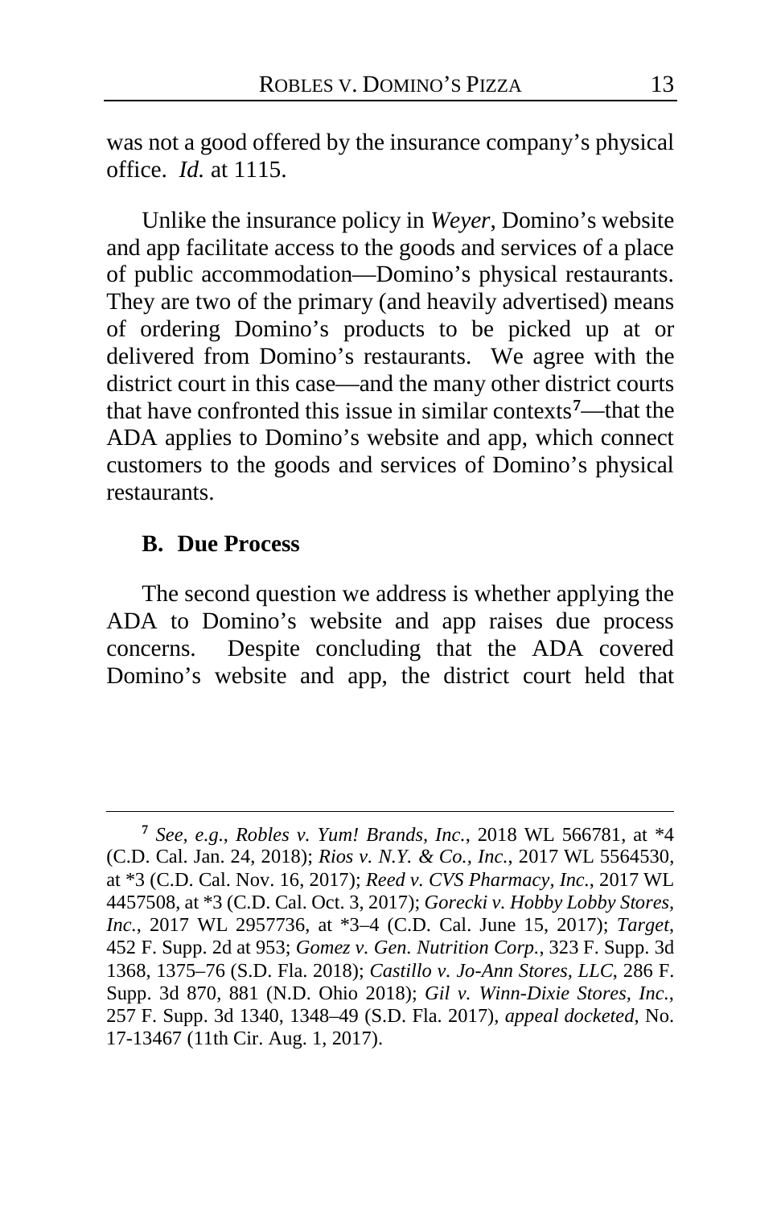was not a good offered by the insurance company's physical office. *Id.* at 1115.

Unlike the insurance policy in *Weyer*, Domino's website and app facilitate access to the goods and services of a place of public accommodation—Domino's physical restaurants. They are two of the primary (and heavily advertised) means of ordering Domino's products to be picked up at or delivered from Domino's restaurants. We agree with the district court in this case—and the many other district courts that have confronted this issue in similar contexts[7]—that the ADA applies to Domino's website and app, which connect customers to the goods and services of Domino's physical restaurants.

### B. Due Process

The second question we address is whether applying the ADA to Domino's website and app raises due process concerns. Despite concluding that the ADA covered Domino's website and app, the district court held that

---

[7] *See, e.g.*, *Robles v. Yum! Brands, Inc.*, 2018 WL 566781, at *4 (C.D. Cal. Jan. 24, 2018); *Rios v. N.Y. & Co., Inc.*, 2017 WL 5564530, at *3 (C.D. Cal. Nov. 16, 2017); *Reed v. CVS Pharmacy, Inc.*, 2017 WL 4457508, at *3 (C.D. Cal. Oct. 3, 2017); *Gorecki v. Hobby Lobby Stores, Inc.*, 2017 WL 2957736, at *3–4 (C.D. Cal. June 15, 2017); *Target*, 452 F. Supp. 2d at 953; *Gomez v. Gen. Nutrition Corp.*, 323 F. Supp. 3d 1368, 1375–76 (S.D. Fla. 2018); *Castillo v. Jo-Ann Stores, LLC*, 286 F. Supp. 3d 870, 881 (N.D. Ohio 2018); *Gil v. Winn-Dixie Stores, Inc.*, 257 F. Supp. 3d 1340, 1348–49 (S.D. Fla. 2017), *appeal docketed*, No. 17-13467 (11th Cir. Aug. 1, 2017).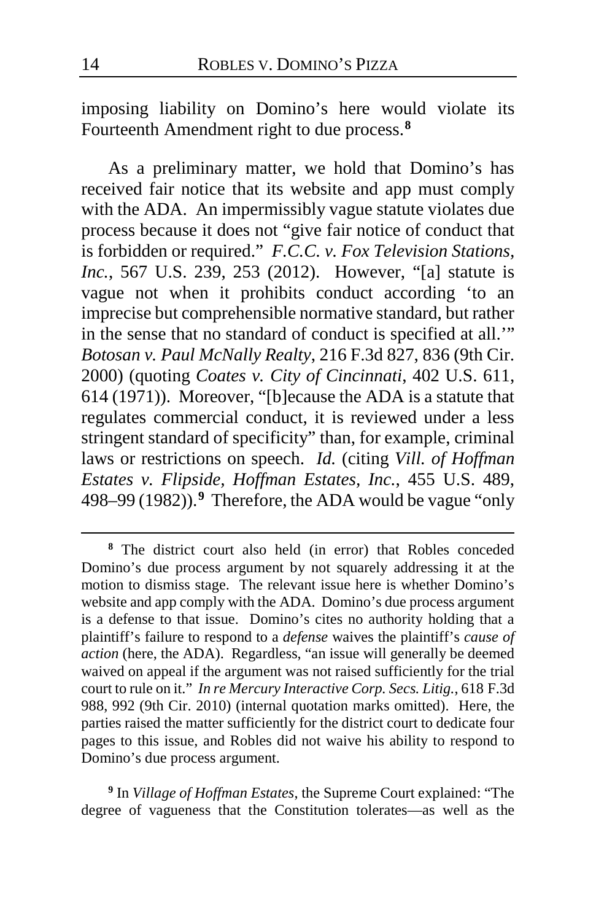imposing liability on Domino's here would violate its Fourteenth Amendment right to due process.[8]

As a preliminary matter, we hold that Domino's has received fair notice that its website and app must comply with the ADA. An impermissibly vague statute violates due process because it does not "give fair notice of conduct that is forbidden or required." *F.C.C. v. Fox Television Stations, Inc.*, 567 U.S. 239, 253 (2012). However, "[a] statute is vague not when it prohibits conduct according 'to an imprecise but comprehensible normative standard, but rather in the sense that no standard of conduct is specified at all.'" *Botosan v. Paul McNally Realty*, 216 F.3d 827, 836 (9th Cir. 2000) (quoting *Coates v. City of Cincinnati*, 402 U.S. 611, 614 (1971)). Moreover, "[b]ecause the ADA is a statute that regulates commercial conduct, it is reviewed under a less stringent standard of specificity" than, for example, criminal laws or restrictions on speech. *Id.* (citing *Vill. of Hoffman Estates v. Flipside, Hoffman Estates, Inc.*, 455 U.S. 489, 498–99 (1982)).[9] Therefore, the ADA would be vague "only

---

[8] The district court also held (in error) that Robles conceded Domino's due process argument by not squarely addressing it at the motion to dismiss stage. The relevant issue here is whether Domino's website and app comply with the ADA. Domino's due process argument is a defense to that issue. Domino's cites no authority holding that a plaintiff's failure to respond to a *defense* waives the plaintiff's *cause of action* (here, the ADA). Regardless, "an issue will generally be deemed waived on appeal if the argument was not raised sufficiently for the trial court to rule on it." *In re Mercury Interactive Corp. Secs. Litig.*, 618 F.3d 988, 992 (9th Cir. 2010) (internal quotation marks omitted). Here, the parties raised the matter sufficiently for the district court to dedicate four pages to this issue, and Robles did not waive his ability to respond to Domino's due process argument.

[9] In *Village of Hoffman Estates*, the Supreme Court explained: "The degree of vagueness that the Constitution tolerates—as well as the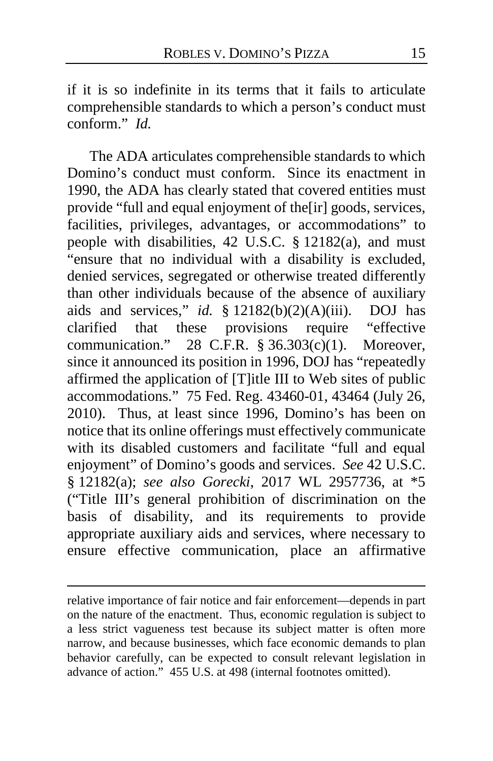if it is so indefinite in its terms that it fails to articulate comprehensible standards to which a person's conduct must conform." *Id.*

The ADA articulates comprehensible standards to which Domino's conduct must conform. Since its enactment in 1990, the ADA has clearly stated that covered entities must provide "full and equal enjoyment of the[ir] goods, services, facilities, privileges, advantages, or accommodations" to people with disabilities, 42 U.S.C. § 12182(a), and must "ensure that no individual with a disability is excluded, denied services, segregated or otherwise treated differently than other individuals because of the absence of auxiliary aids and services," *id.* § 12182(b)(2)(A)(iii). DOJ has clarified that these provisions require "effective communication." 28 C.F.R. § 36.303(c)(1). Moreover, since it announced its position in 1996, DOJ has "repeatedly affirmed the application of [T]itle III to Web sites of public accommodations." 75 Fed. Reg. 43460-01, 43464 (July 26, 2010). Thus, at least since 1996, Domino's has been on notice that its online offerings must effectively communicate with its disabled customers and facilitate "full and equal enjoyment" of Domino's goods and services. *See* 42 U.S.C. § 12182(a); *see also Gorecki*, 2017 WL 2957736, at *5 ("Title III's general prohibition of discrimination on the basis of disability, and its requirements to provide appropriate auxiliary aids and services, where necessary to ensure effective communication, place an affirmative

relative importance of fair notice and fair enforcement—depends in part on the nature of the enactment. Thus, economic regulation is subject to a less strict vagueness test because its subject matter is often more narrow, and because businesses, which face economic demands to plan behavior carefully, can be expected to consult relevant legislation in advance of action." 455 U.S. at 498 (internal footnotes omitted).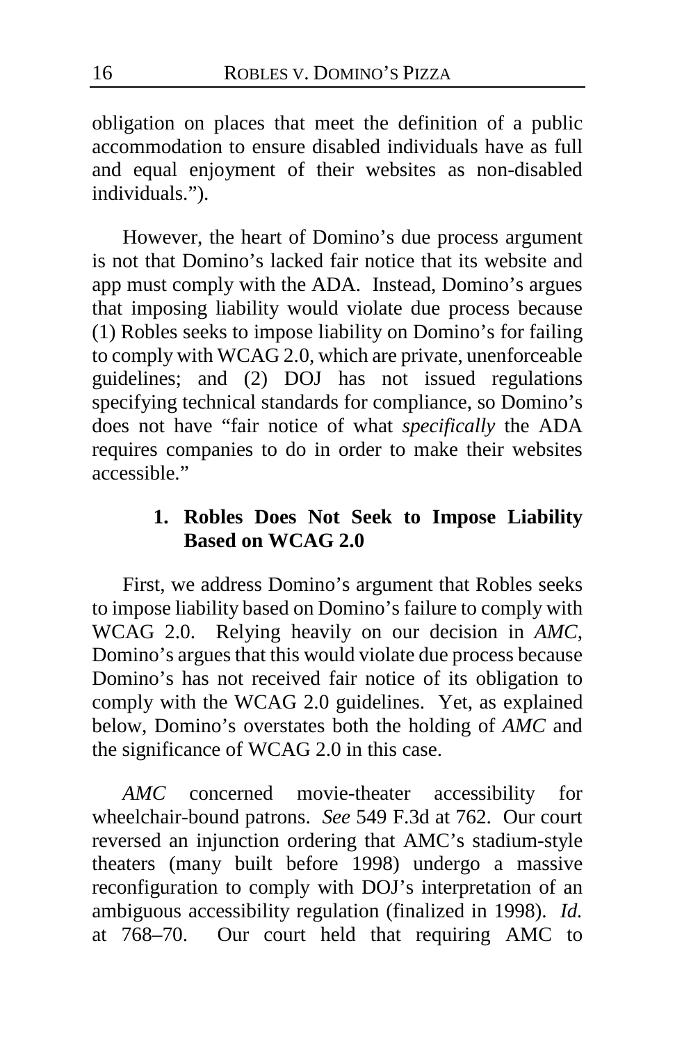obligation on places that meet the definition of a public accommodation to ensure disabled individuals have as full and equal enjoyment of their websites as non-disabled individuals.").

However, the heart of Domino's due process argument is not that Domino's lacked fair notice that its website and app must comply with the ADA. Instead, Domino's argues that imposing liability would violate due process because (1) Robles seeks to impose liability on Domino's for failing to comply with WCAG 2.0, which are private, unenforceable guidelines; and (2) DOJ has not issued regulations specifying technical standards for compliance, so Domino's does not have "fair notice of what *specifically* the ADA requires companies to do in order to make their websites accessible."

### 1. Robles Does Not Seek to Impose Liability Based on WCAG 2.0

First, we address Domino's argument that Robles seeks to impose liability based on Domino's failure to comply with WCAG 2.0. Relying heavily on our decision in *AMC*, Domino's argues that this would violate due process because Domino's has not received fair notice of its obligation to comply with the WCAG 2.0 guidelines. Yet, as explained below, Domino's overstates both the holding of *AMC* and the significance of WCAG 2.0 in this case.

*AMC* concerned movie-theater accessibility for wheelchair-bound patrons. *See* 549 F.3d at 762. Our court reversed an injunction ordering that AMC's stadium-style theaters (many built before 1998) undergo a massive reconfiguration to comply with DOJ's interpretation of an ambiguous accessibility regulation (finalized in 1998). *Id.* at 768–70. Our court held that requiring AMC to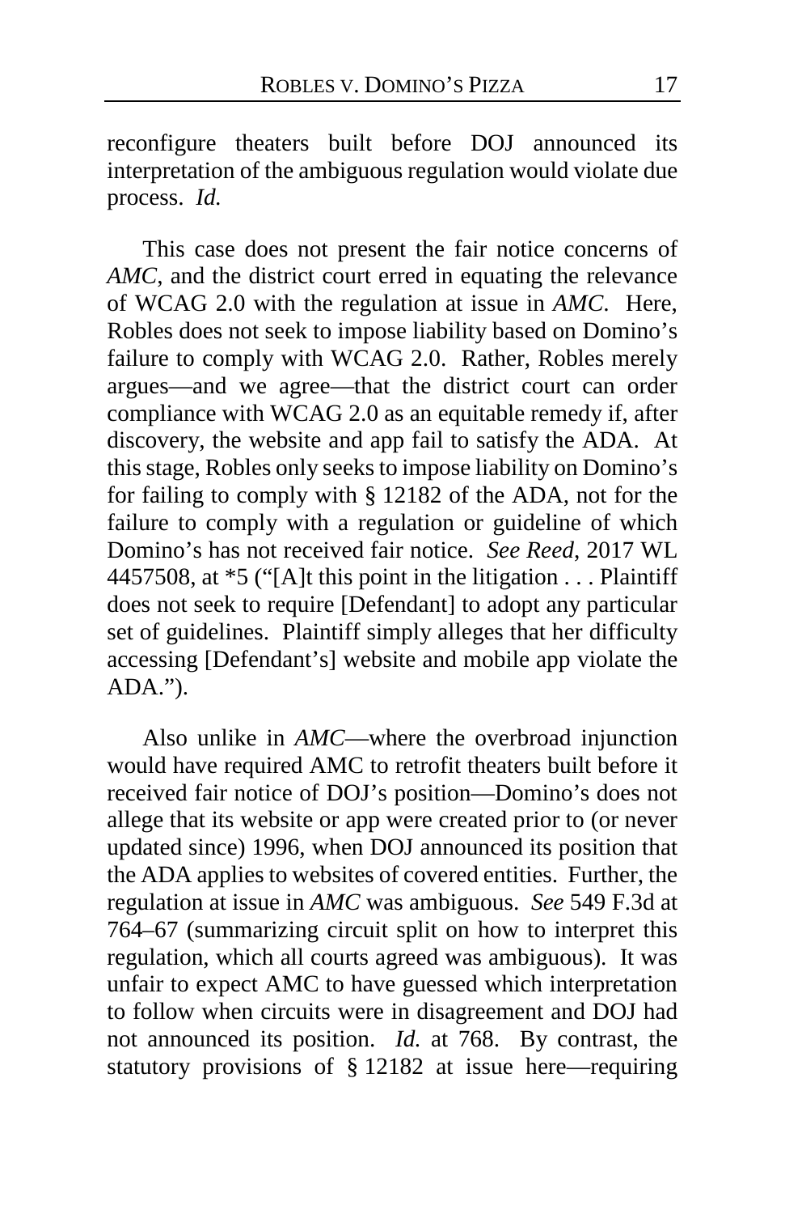reconfigure theaters built before DOJ announced its interpretation of the ambiguous regulation would violate due process. *Id.*

This case does not present the fair notice concerns of *AMC*, and the district court erred in equating the relevance of WCAG 2.0 with the regulation at issue in *AMC*. Here, Robles does not seek to impose liability based on Domino's failure to comply with WCAG 2.0. Rather, Robles merely argues—and we agree—that the district court can order compliance with WCAG 2.0 as an equitable remedy if, after discovery, the website and app fail to satisfy the ADA. At this stage, Robles only seeks to impose liability on Domino's for failing to comply with § 12182 of the ADA, not for the failure to comply with a regulation or guideline of which Domino's has not received fair notice. *See Reed*, 2017 WL 4457508, at *5 ("[A]t this point in the litigation . . . Plaintiff does not seek to require [Defendant] to adopt any particular set of guidelines. Plaintiff simply alleges that her difficulty accessing [Defendant's] website and mobile app violate the ADA.").

Also unlike in *AMC*—where the overbroad injunction would have required AMC to retrofit theaters built before it received fair notice of DOJ's position—Domino's does not allege that its website or app were created prior to (or never updated since) 1996, when DOJ announced its position that the ADA applies to websites of covered entities. Further, the regulation at issue in *AMC* was ambiguous. *See* 549 F.3d at 764–67 (summarizing circuit split on how to interpret this regulation, which all courts agreed was ambiguous). It was unfair to expect AMC to have guessed which interpretation to follow when circuits were in disagreement and DOJ had not announced its position. *Id.* at 768. By contrast, the statutory provisions of § 12182 at issue here—requiring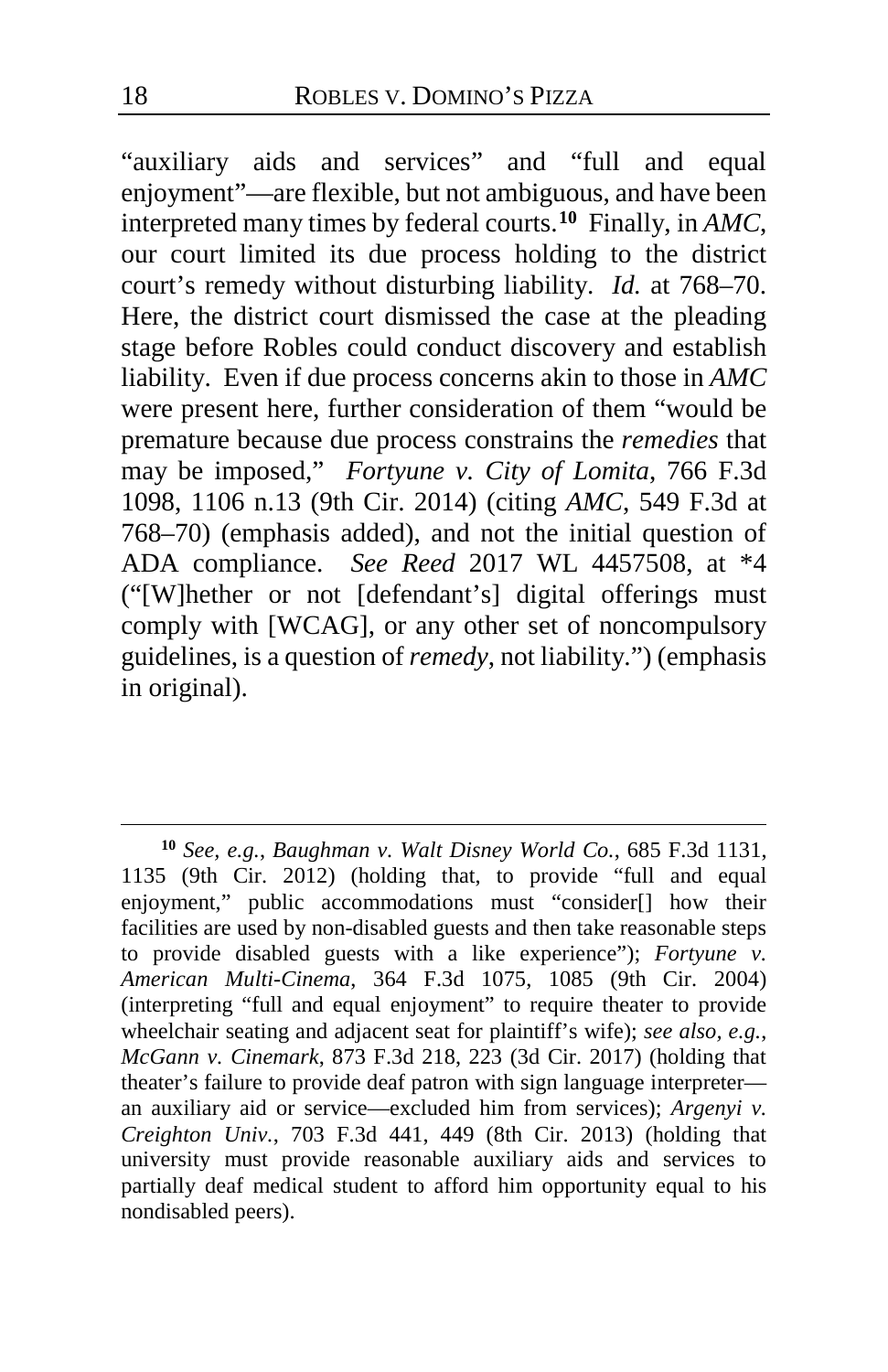"auxiliary aids and services" and "full and equal enjoyment"—are flexible, but not ambiguous, and have been interpreted many times by federal courts.[10] Finally, in *AMC*, our court limited its due process holding to the district court's remedy without disturbing liability. *Id.* at 768–70. Here, the district court dismissed the case at the pleading stage before Robles could conduct discovery and establish liability. Even if due process concerns akin to those in *AMC* were present here, further consideration of them "would be premature because due process constrains the *remedies* that may be imposed," *Fortyune v. City of Lomita*, 766 F.3d 1098, 1106 n.13 (9th Cir. 2014) (citing *AMC*, 549 F.3d at 768–70) (emphasis added), and not the initial question of ADA compliance. *See Reed* 2017 WL 4457508, at \*4 ("[W]hether or not [defendant's] digital offerings must comply with [WCAG], or any other set of noncompulsory guidelines, is a question of *remedy*, not liability.") (emphasis in original).

---

[10] *See, e.g.*, *Baughman v. Walt Disney World Co.*, 685 F.3d 1131, 1135 (9th Cir. 2012) (holding that, to provide "full and equal enjoyment," public accommodations must "consider[] how their facilities are used by non-disabled guests and then take reasonable steps to provide disabled guests with a like experience"); *Fortyune v. American Multi-Cinema*, 364 F.3d 1075, 1085 (9th Cir. 2004) (interpreting "full and equal enjoyment" to require theater to provide wheelchair seating and adjacent seat for plaintiff's wife); *see also, e.g.*, *McGann v. Cinemark*, 873 F.3d 218, 223 (3d Cir. 2017) (holding that theater's failure to provide deaf patron with sign language interpreter—an auxiliary aid or service—excluded him from services); *Argenyi v. Creighton Univ.*, 703 F.3d 441, 449 (8th Cir. 2013) (holding that university must provide reasonable auxiliary aids and services to partially deaf medical student to afford him opportunity equal to his nondisabled peers).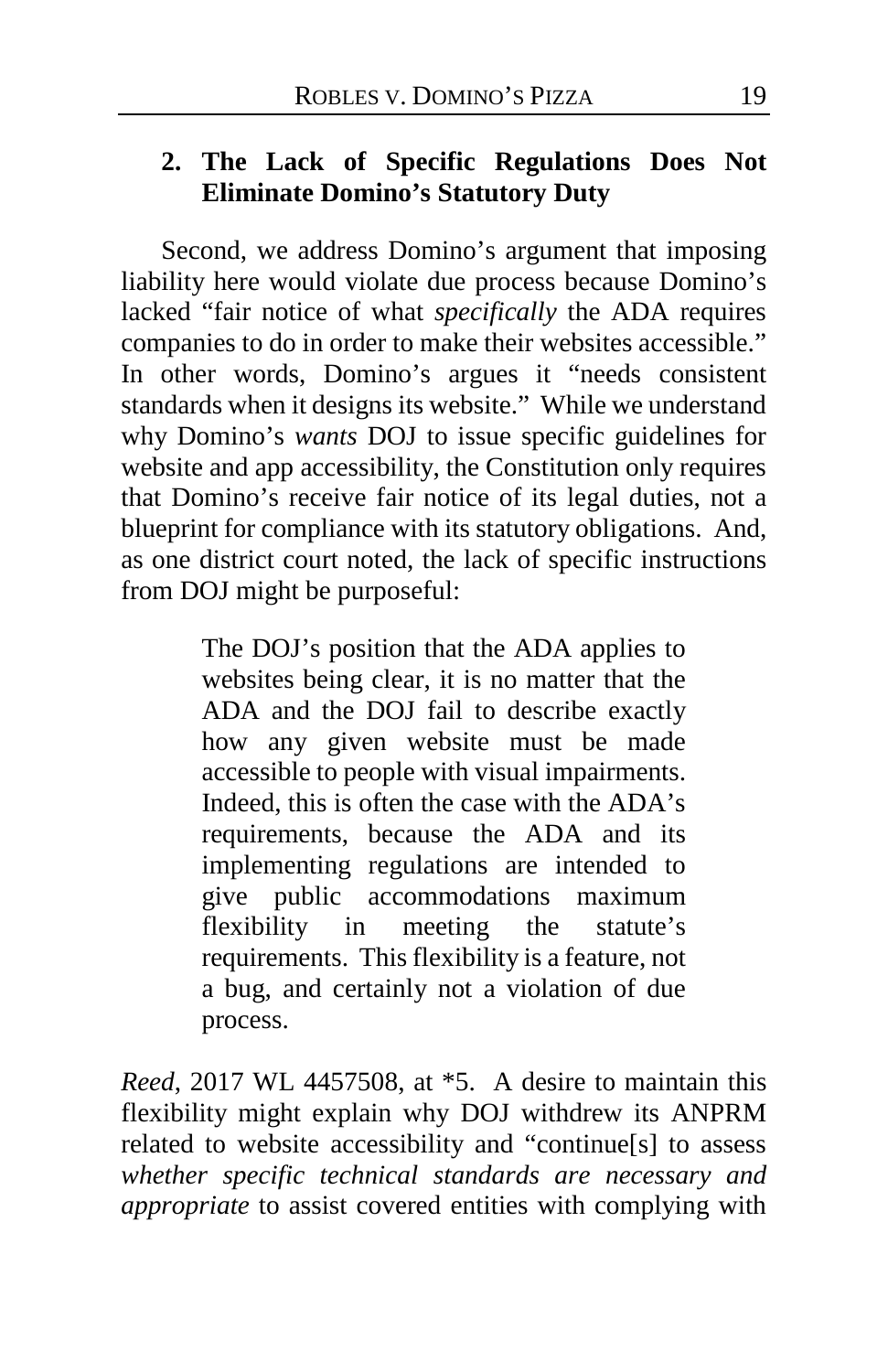### 2. The Lack of Specific Regulations Does Not Eliminate Domino's Statutory Duty

Second, we address Domino's argument that imposing liability here would violate due process because Domino's lacked "fair notice of what *specifically* the ADA requires companies to do in order to make their websites accessible." In other words, Domino's argues it "needs consistent standards when it designs its website." While we understand why Domino's *wants* DOJ to issue specific guidelines for website and app accessibility, the Constitution only requires that Domino's receive fair notice of its legal duties, not a blueprint for compliance with its statutory obligations. And, as one district court noted, the lack of specific instructions from DOJ might be purposeful:

> The DOJ's position that the ADA applies to websites being clear, it is no matter that the ADA and the DOJ fail to describe exactly how any given website must be made accessible to people with visual impairments. Indeed, this is often the case with the ADA's requirements, because the ADA and its implementing regulations are intended to give public accommodations maximum flexibility in meeting the statute's requirements. This flexibility is a feature, not a bug, and certainly not a violation of due process.

*Reed*, 2017 WL 4457508, at *5. A desire to maintain this flexibility might explain why DOJ withdrew its ANPRM related to website accessibility and "continue[s] to assess *whether specific technical standards are necessary and appropriate* to assist covered entities with complying with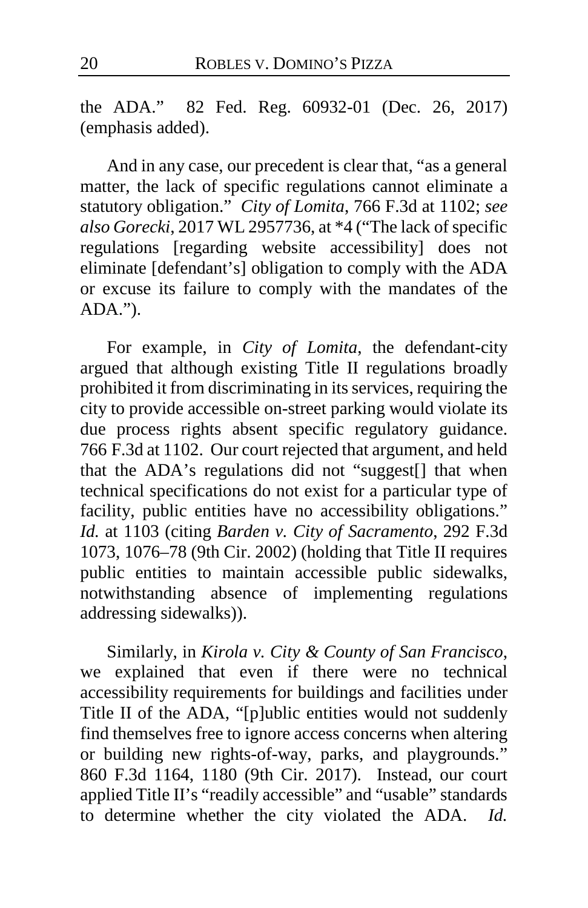the ADA." 82 Fed. Reg. 60932-01 (Dec. 26, 2017) (emphasis added).

And in any case, our precedent is clear that, "as a general matter, the lack of specific regulations cannot eliminate a statutory obligation." *City of Lomita*, 766 F.3d at 1102; *see also Gorecki*, 2017 WL 2957736, at *4 ("The lack of specific regulations [regarding website accessibility] does not eliminate [defendant's] obligation to comply with the ADA or excuse its failure to comply with the mandates of the ADA.").

For example, in *City of Lomita*, the defendant-city argued that although existing Title II regulations broadly prohibited it from discriminating in its services, requiring the city to provide accessible on-street parking would violate its due process rights absent specific regulatory guidance. 766 F.3d at 1102. Our court rejected that argument, and held that the ADA's regulations did not "suggest[] that when technical specifications do not exist for a particular type of facility, public entities have no accessibility obligations." *Id.* at 1103 (citing *Barden v. City of Sacramento*, 292 F.3d 1073, 1076–78 (9th Cir. 2002) (holding that Title II requires public entities to maintain accessible public sidewalks, notwithstanding absence of implementing regulations addressing sidewalks)).

Similarly, in *Kirola v. City & County of San Francisco*, we explained that even if there were no technical accessibility requirements for buildings and facilities under Title II of the ADA, "[p]ublic entities would not suddenly find themselves free to ignore access concerns when altering or building new rights-of-way, parks, and playgrounds." 860 F.3d 1164, 1180 (9th Cir. 2017). Instead, our court applied Title II's "readily accessible" and "usable" standards to determine whether the city violated the ADA. *Id.*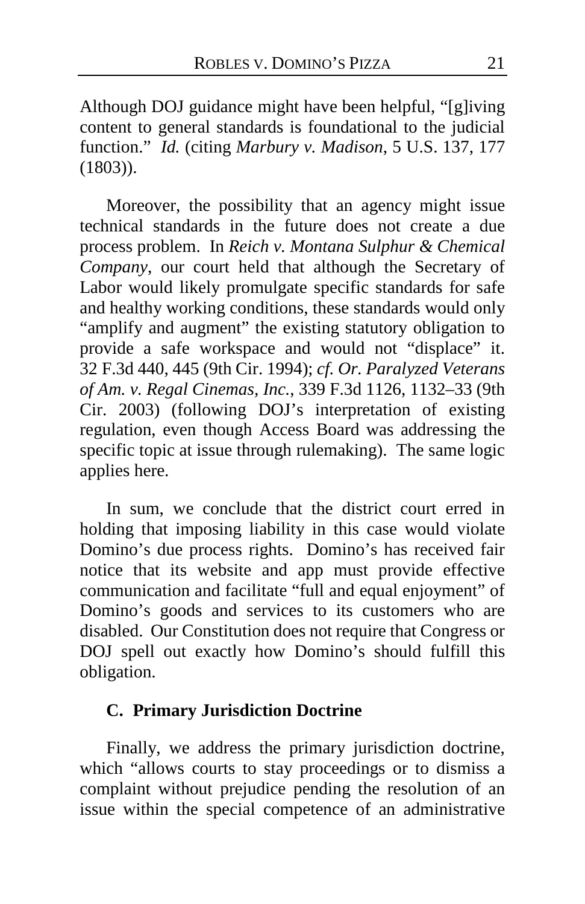Although DOJ guidance might have been helpful, "[g]iving content to general standards is foundational to the judicial function." *Id.* (citing *Marbury v. Madison*, 5 U.S. 137, 177 (1803)).

Moreover, the possibility that an agency might issue technical standards in the future does not create a due process problem. In *Reich v. Montana Sulphur & Chemical Company*, our court held that although the Secretary of Labor would likely promulgate specific standards for safe and healthy working conditions, these standards would only "amplify and augment" the existing statutory obligation to provide a safe workspace and would not "displace" it. 32 F.3d 440, 445 (9th Cir. 1994); *cf. Or. Paralyzed Veterans of Am. v. Regal Cinemas, Inc.*, 339 F.3d 1126, 1132–33 (9th Cir. 2003) (following DOJ's interpretation of existing regulation, even though Access Board was addressing the specific topic at issue through rulemaking). The same logic applies here.

In sum, we conclude that the district court erred in holding that imposing liability in this case would violate Domino's due process rights. Domino's has received fair notice that its website and app must provide effective communication and facilitate "full and equal enjoyment" of Domino's goods and services to its customers who are disabled. Our Constitution does not require that Congress or DOJ spell out exactly how Domino's should fulfill this obligation.

### C. Primary Jurisdiction Doctrine

Finally, we address the primary jurisdiction doctrine, which "allows courts to stay proceedings or to dismiss a complaint without prejudice pending the resolution of an issue within the special competence of an administrative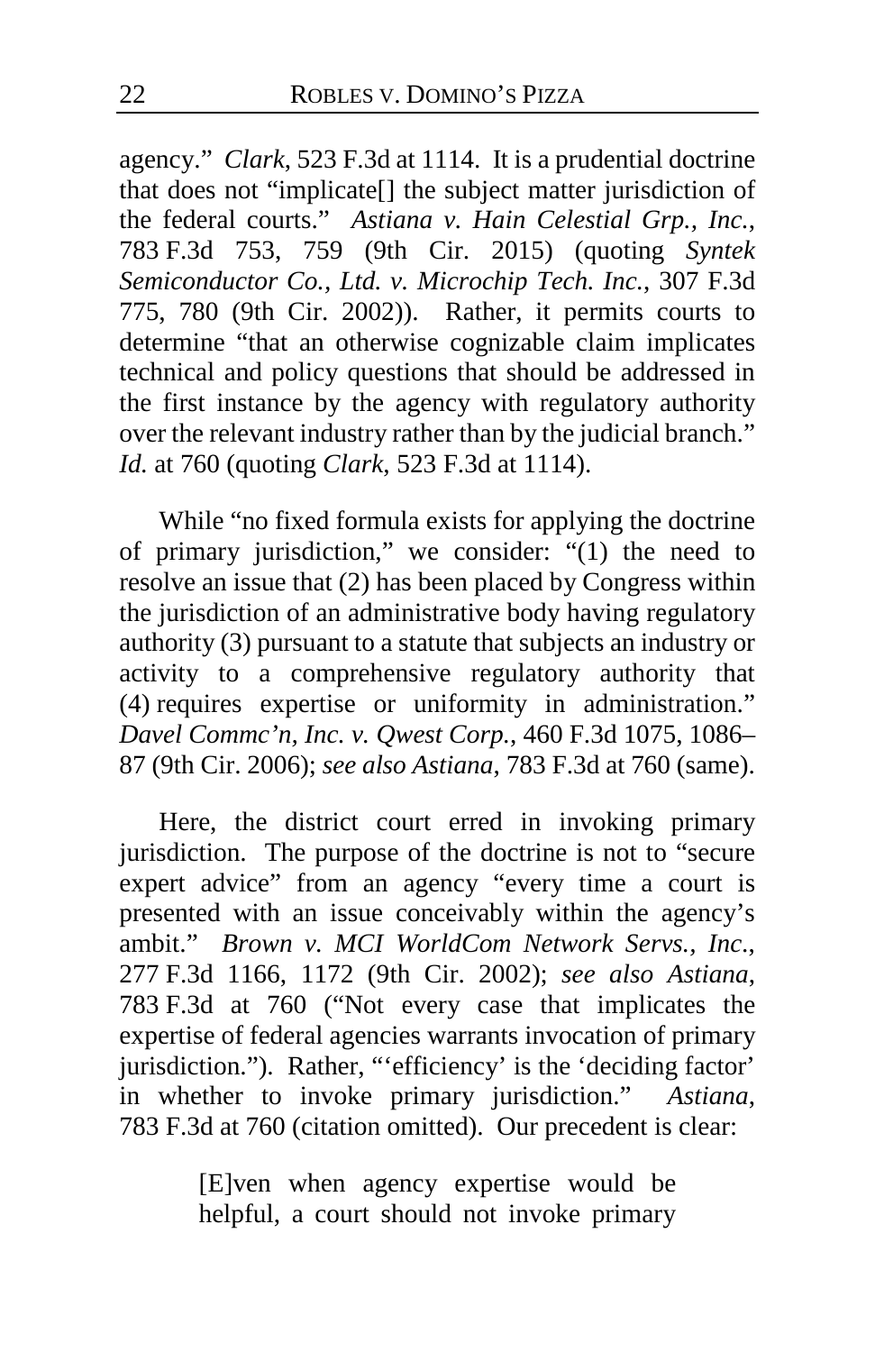agency." *Clark*, 523 F.3d at 1114. It is a prudential doctrine that does not "implicate[] the subject matter jurisdiction of the federal courts." *Astiana v. Hain Celestial Grp., Inc.*, 783 F.3d 753, 759 (9th Cir. 2015) (quoting *Syntek Semiconductor Co., Ltd. v. Microchip Tech. Inc.*, 307 F.3d 775, 780 (9th Cir. 2002)). Rather, it permits courts to determine "that an otherwise cognizable claim implicates technical and policy questions that should be addressed in the first instance by the agency with regulatory authority over the relevant industry rather than by the judicial branch." *Id.* at 760 (quoting *Clark*, 523 F.3d at 1114).

While "no fixed formula exists for applying the doctrine of primary jurisdiction," we consider: "(1) the need to resolve an issue that (2) has been placed by Congress within the jurisdiction of an administrative body having regulatory authority (3) pursuant to a statute that subjects an industry or activity to a comprehensive regulatory authority that (4) requires expertise or uniformity in administration." *Davel Commc'n, Inc. v. Qwest Corp.*, 460 F.3d 1075, 1086–87 (9th Cir. 2006); *see also Astiana*, 783 F.3d at 760 (same).

Here, the district court erred in invoking primary jurisdiction. The purpose of the doctrine is not to "secure expert advice" from an agency "every time a court is presented with an issue conceivably within the agency's ambit." *Brown v. MCI WorldCom Network Servs., Inc.*, 277 F.3d 1166, 1172 (9th Cir. 2002); *see also Astiana*, 783 F.3d at 760 ("Not every case that implicates the expertise of federal agencies warrants invocation of primary jurisdiction."). Rather, "'efficiency' is the 'deciding factor' in whether to invoke primary jurisdiction." *Astiana*, 783 F.3d at 760 (citation omitted). Our precedent is clear:

> [E]ven when agency expertise would be helpful, a court should not invoke primary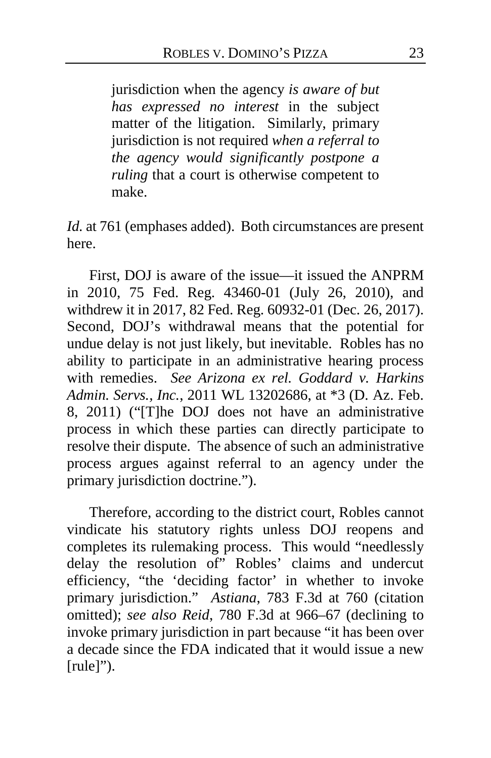> jurisdiction when the agency *is aware of but has expressed no interest* in the subject matter of the litigation. Similarly, primary jurisdiction is not required *when a referral to the agency would significantly postpone a ruling* that a court is otherwise competent to make.

*Id.* at 761 (emphases added). Both circumstances are present here.

First, DOJ is aware of the issue—it issued the ANPRM in 2010, 75 Fed. Reg. 43460-01 (July 26, 2010), and withdrew it in 2017, 82 Fed. Reg. 60932-01 (Dec. 26, 2017). Second, DOJ's withdrawal means that the potential for undue delay is not just likely, but inevitable. Robles has no ability to participate in an administrative hearing process with remedies. *See Arizona ex rel. Goddard v. Harkins Admin. Servs., Inc.*, 2011 WL 13202686, at *3 (D. Az. Feb. 8, 2011) ("[T]he DOJ does not have an administrative process in which these parties can directly participate to resolve their dispute. The absence of such an administrative process argues against referral to an agency under the primary jurisdiction doctrine.").

Therefore, according to the district court, Robles cannot vindicate his statutory rights unless DOJ reopens and completes its rulemaking process. This would "needlessly delay the resolution of" Robles' claims and undercut efficiency, "the 'deciding factor' in whether to invoke primary jurisdiction." *Astiana*, 783 F.3d at 760 (citation omitted); *see also Reid*, 780 F.3d at 966–67 (declining to invoke primary jurisdiction in part because "it has been over a decade since the FDA indicated that it would issue a new [rule]").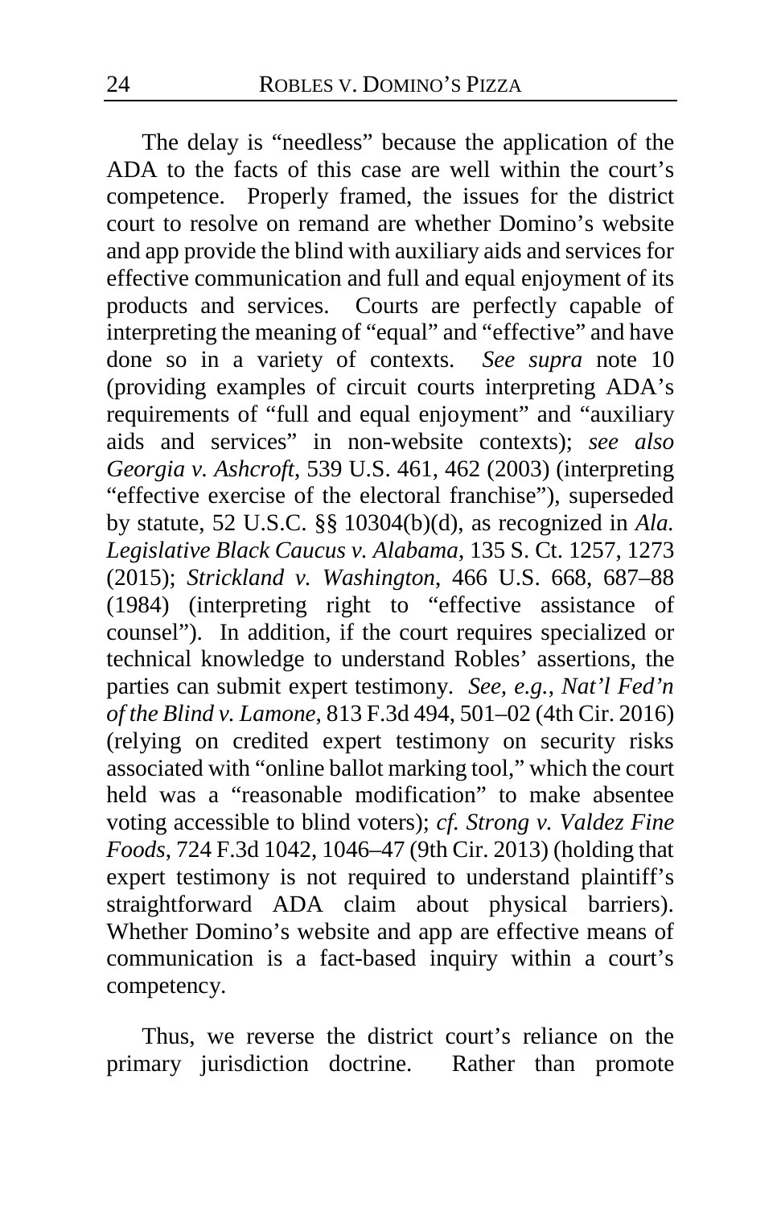The delay is "needless" because the application of the ADA to the facts of this case are well within the court's competence. Properly framed, the issues for the district court to resolve on remand are whether Domino's website and app provide the blind with auxiliary aids and services for effective communication and full and equal enjoyment of its products and services. Courts are perfectly capable of interpreting the meaning of "equal" and "effective" and have done so in a variety of contexts. *See supra* note 10 (providing examples of circuit courts interpreting ADA's requirements of "full and equal enjoyment" and "auxiliary aids and services" in non-website contexts); *see also Georgia v. Ashcroft*, 539 U.S. 461, 462 (2003) (interpreting "effective exercise of the electoral franchise"), superseded by statute, 52 U.S.C. §§ 10304(b)(d), as recognized in *Ala. Legislative Black Caucus v. Alabama*, 135 S. Ct. 1257, 1273 (2015); *Strickland v. Washington*, 466 U.S. 668, 687–88 (1984) (interpreting right to "effective assistance of counsel"). In addition, if the court requires specialized or technical knowledge to understand Robles' assertions, the parties can submit expert testimony. *See, e.g.*, *Nat'l Fed'n of the Blind v. Lamone*, 813 F.3d 494, 501–02 (4th Cir. 2016) (relying on credited expert testimony on security risks associated with "online ballot marking tool," which the court held was a "reasonable modification" to make absentee voting accessible to blind voters); *cf. Strong v. Valdez Fine Foods*, 724 F.3d 1042, 1046–47 (9th Cir. 2013) (holding that expert testimony is not required to understand plaintiff's straightforward ADA claim about physical barriers). Whether Domino's website and app are effective means of communication is a fact-based inquiry within a court's competency.

Thus, we reverse the district court's reliance on the primary jurisdiction doctrine. Rather than promote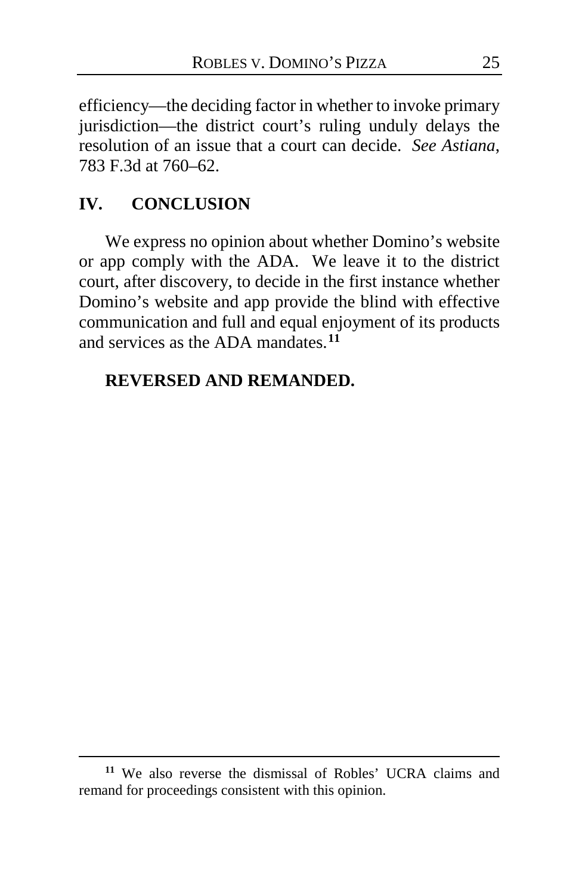efficiency—the deciding factor in whether to invoke primary jurisdiction—the district court's ruling unduly delays the resolution of an issue that a court can decide. *See Astiana*, 783 F.3d at 760–62.

## IV. CONCLUSION

We express no opinion about whether Domino's website or app comply with the ADA. We leave it to the district court, after discovery, to decide in the first instance whether Domino's website and app provide the blind with effective communication and full and equal enjoyment of its products and services as the ADA mandates.[11]

**REVERSED AND REMANDED.**

---

[11] We also reverse the dismissal of Robles' UCRA claims and remand for proceedings consistent with this opinion.